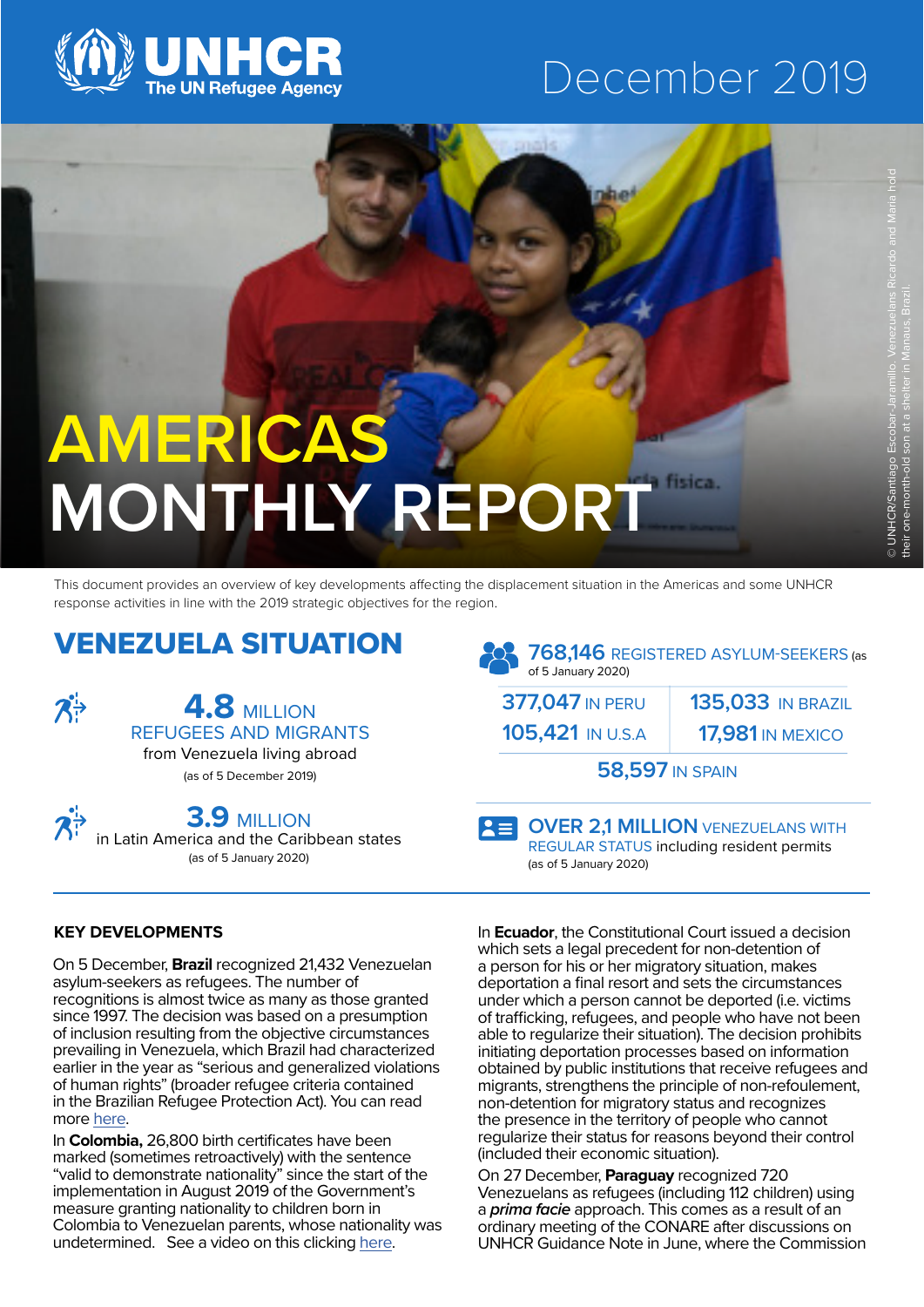UNHCR The UN Refugee Agency

December 2019

# AMERICAS MONTHLY REPORT

© UNHCR/Santiago Escobar-Jaramillo. Venezuelans Ricardo and Maria hold their one-month-old son at a shelter in Manaus, Brazil.

This document provides an overview of key developments affecting the displacement situation in the Americas and some UNHCR response activities in line with the 2019 strategic objectives for the region.

## VENEZUELA SITUATION

**4.8 MILLION** REFUGEES AND MIGRANTS from Venezuela living abroad (as of 5 December 2019)

**3.9 MILLION** in Latin America and the Caribbean states (as of 5 January 2020)

**768,146** REGISTERED ASYLUM-SEEKERS (as of 5 January 2020)

| | |
|---|---|
| **377,047** IN PERU | **135,033** IN BRAZIL |
| **105,421** IN U.S.A | **17,981** IN MEXICO |
| **58,597** IN SPAIN | |

**OVER 2,1 MILLION** VENEZUELANS WITH REGULAR STATUS including resident permits (as of 5 January 2020)

### KEY DEVELOPMENTS

On 5 December, **Brazil** recognized 21,432 Venezuelan asylum-seekers as refugees. The number of recognitions is almost twice as many as those granted since 1997. The decision was based on a presumption of inclusion resulting from the objective circumstances prevailing in Venezuela, which Brazil had characterized earlier in the year as "serious and generalized violations of human rights" (broader refugee criteria contained in the Brazilian Refugee Protection Act). You can read more here.

In **Colombia,** 26,800 birth certificates have been marked (sometimes retroactively) with the sentence "valid to demonstrate nationality" since the start of the implementation in August 2019 of the Government's measure granting nationality to children born in Colombia to Venezuelan parents, whose nationality was undetermined. See a video on this clicking here.

In **Ecuador**, the Constitutional Court issued a decision which sets a legal precedent for non-detention of a person for his or her migratory situation, makes deportation a final resort and sets the circumstances under which a person cannot be deported (i.e. victims of trafficking, refugees, and people who have not been able to regularize their situation). The decision prohibits initiating deportation processes based on information obtained by public institutions that receive refugees and migrants, strengthens the principle of non-refoulement, non-detention for migratory status and recognizes the presence in the territory of people who cannot regularize their status for reasons beyond their control (included their economic situation).

On 27 December, **Paraguay** recognized 720 Venezuelans as refugees (including 112 children) using a ***prima facie*** approach. This comes as a result of an ordinary meeting of the CONARE after discussions on UNHCR Guidance Note in June, where the Commission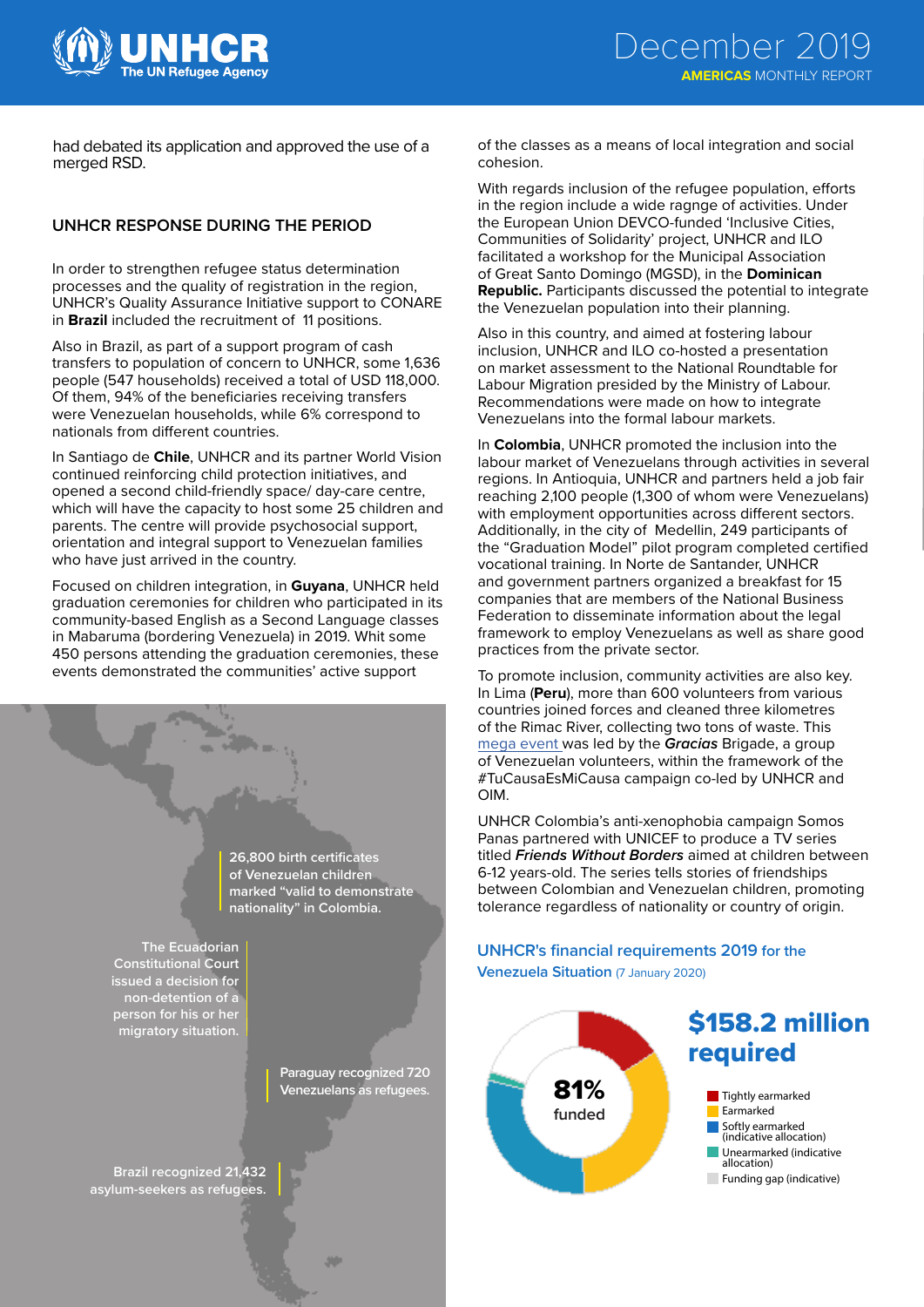had debated its application and approved the use of a merged RSD.

## UNHCR RESPONSE DURING THE PERIOD

In order to strengthen refugee status determination processes and the quality of registration in the region, UNHCR's Quality Assurance Initiative support to CONARE in **Brazil** included the recruitment of 11 positions.

Also in Brazil, as part of a support program of cash transfers to population of concern to UNHCR, some 1,636 people (547 households) received a total of USD 118,000. Of them, 94% of the beneficiaries receiving transfers were Venezuelan households, while 6% correspond to nationals from different countries.

In Santiago de **Chile**, UNHCR and its partner World Vision continued reinforcing child protection initiatives, and opened a second child-friendly space/ day-care centre, which will have the capacity to host some 25 children and parents. The centre will provide psychosocial support, orientation and integral support to Venezuelan families who have just arrived in the country.

Focused on children integration, in **Guyana**, UNHCR held graduation ceremonies for children who participated in its community-based English as a Second Language classes in Mabaruma (bordering Venezuela) in 2019. Whit some 450 persons attending the graduation ceremonies, these events demonstrated the communities' active support of the classes as a means of local integration and social cohesion.

26,800 birth certificates of Venezuelan children marked "valid to demonstrate nationality" in Colombia.

The Ecuadorian Constitutional Court issued a decision for non-detention of a person for his or her migratory situation.

Paraguay recognized 720 Venezuelans as refugees.

Brazil recognized 21,432 asylum-seekers as refugees.

With regards inclusion of the refugee population, efforts in the region include a wide ragnge of activities. Under the European Union DEVCO-funded 'Inclusive Cities, Communities of Solidarity' project, UNHCR and ILO facilitated a workshop for the Municipal Association of Great Santo Domingo (MGSD), in the **Dominican Republic.** Participants discussed the potential to integrate the Venezuelan population into their planning.

Also in this country, and aimed at fostering labour inclusion, UNHCR and ILO co-hosted a presentation on market assessment to the National Roundtable for Labour Migration presided by the Ministry of Labour. Recommendations were made on how to integrate Venezuelans into the formal labour markets.

In **Colombia**, UNHCR promoted the inclusion into the labour market of Venezuelans through activities in several regions. In Antioquia, UNHCR and partners held a job fair reaching 2,100 people (1,300 of whom were Venezuelans) with employment opportunities across different sectors. Additionally, in the city of Medellin, 249 participants of the "Graduation Model" pilot program completed certified vocational training. In Norte de Santander, UNHCR and government partners organized a breakfast for 15 companies that are members of the National Business Federation to disseminate information about the legal framework to employ Venezuelans as well as share good practices from the private sector.

To promote inclusion, community activities are also key. In Lima (**Peru**), more than 600 volunteers from various countries joined forces and cleaned three kilometres of the Rimac River, collecting two tons of waste. This mega event was led by the ***Gracias*** Brigade, a group of Venezuelan volunteers, within the framework of the #TuCausaEsMiCausa campaign co-led by UNHCR and OIM.

UNHCR Colombia's anti-xenophobia campaign Somos Panas partnered with UNICEF to produce a TV series titled ***Friends Without Borders*** aimed at children between 6-12 years-old. The series tells stories of friendships between Colombian and Venezuelan children, promoting tolerance regardless of nationality or country of origin.

### UNHCR's financial requirements 2019 for the Venezuela Situation (7 January 2020)

**$158.2 million required**

81% funded

- Tightly earmarked
- Earmarked
- Softly earmarked (indicative allocation)
- Unearmarked (indicative allocation)
- Funding gap (indicative)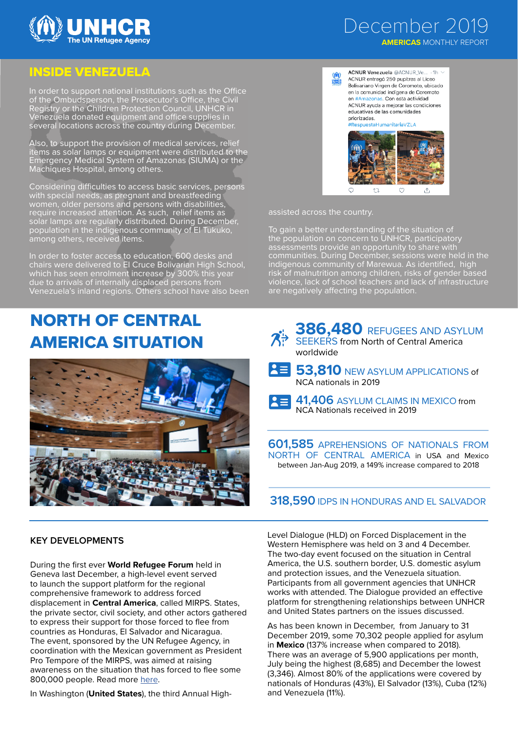## INSIDE VENEZUELA

In order to support national institutions such as the Office of the Ombudsperson, the Prosecutor's Office, the Civil Registry or the Children Protection Council, UNHCR in Venezuela donated equipment and office supplies in several locations across the country during December.

Also, to support the provision of medical services, relief items as solar lamps or equipment were distributed to the Emergency Medical System of Amazonas (SIUMA) or the Machiques Hospital, among others.

Considering difficulties to access basic services, persons with special needs, as pregnant and breastfeeding women, older persons and persons with disabilities, require increased attention. As such, relief items as solar lamps are regularly distributed. During December, population in the indigenous community of El Tukuko, among others, received items.

In order to foster access to education, 600 desks and chairs were delivered to El Cruce Bolivarian High School, which has seen enrolment increase by 300% this year due to arrivals of internally displaced persons from Venezuela's inland regions. Others school have also been assisted across the country.

To gain a better understanding of the situation of the population on concern to UNHCR, participatory assessments provide an opportunity to share with communities. During December, sessions were held in the indigenous community of Marewua. As identified, high risk of malnutrition among children, risks of gender based violence, lack of school teachers and lack of infrastructure are negatively affecting the population.

ACNUR Venezuela @ACNUR_Ve... · 1h
ACNUR entregó 250 pupitres al Liceo Bolivariano Virgen de Coromoto, ubicado en la comunidad indígena de Coromoto en #Amazonas. Con esta actividad ACNUR ayuda a mejorar las condiciones educativas de las comunidades priorizadas.
#RespuestaHumanitariaVZLA

## NORTH OF CENTRAL AMERICA SITUATION

**386,480** REFUGEES AND ASYLUM SEEKERS from North of Central America worldwide

**53,810** NEW ASYLUM APPLICATIONS of NCA nationals in 2019

**41,406** ASYLUM CLAIMS IN MEXICO from NCA Nationals received in 2019

**601,585** APREHENSIONS OF NATIONALS FROM NORTH OF CENTRAL AMERICA in USA and Mexico between Jan-Aug 2019, a 149% increase compared to 2018

**318,590** IDPS IN HONDURAS AND EL SALVADOR

### KEY DEVELOPMENTS

During the first ever **World Refugee Forum** held in Geneva last December, a high-level event served to launch the support platform for the regional comprehensive framework to address forced displacement in **Central America**, called MIRPS. States, the private sector, civil society, and other actors gathered to express their support for those forced to flee from countries as Honduras, El Salvador and Nicaragua. The event, sponsored by the UN Refugee Agency, in coordination with the Mexican government as President Pro Tempore of the MIRPS, was aimed at raising awareness on the situation that has forced to flee some 800,000 people. Read more here.

In Washington (**United States**), the third Annual High-Level Dialogue (HLD) on Forced Displacement in the Western Hemisphere was held on 3 and 4 December. The two-day event focused on the situation in Central America, the U.S. southern border, U.S. domestic asylum and protection issues, and the Venezuela situation. Participants from all government agencies that UNHCR works with attended. The Dialogue provided an effective platform for strengthening relationships between UNHCR and United States partners on the issues discussed.

As has been known in December, from January to 31 December 2019, some 70,302 people applied for asylum in **Mexico** (137% increase when compared to 2018). There was an average of 5,900 applications per month, July being the highest (8,685) and December the lowest (3,346). Almost 80% of the applications were covered by nationals of Honduras (43%), El Salvador (13%), Cuba (12%) and Venezuela (11%).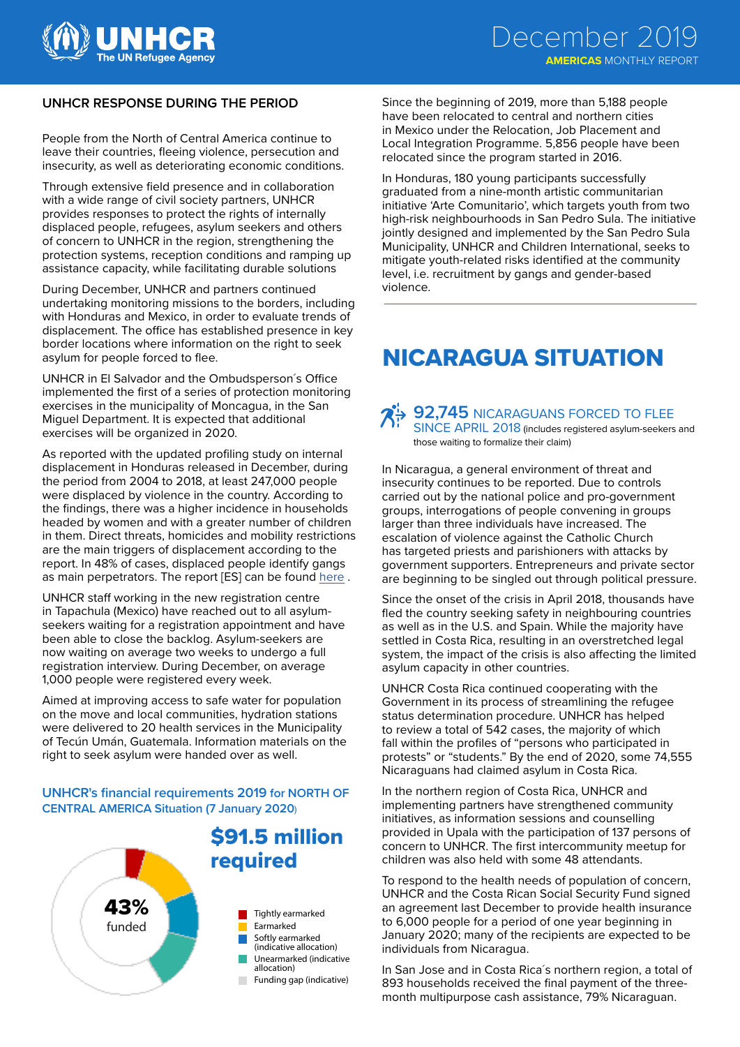## UNHCR RESPONSE DURING THE PERIOD

People from the North of Central America continue to leave their countries, fleeing violence, persecution and insecurity, as well as deteriorating economic conditions.

Through extensive field presence and in collaboration with a wide range of civil society partners, UNHCR provides responses to protect the rights of internally displaced people, refugees, asylum seekers and others of concern to UNHCR in the region, strengthening the protection systems, reception conditions and ramping up assistance capacity, while facilitating durable solutions

During December, UNHCR and partners continued undertaking monitoring missions to the borders, including with Honduras and Mexico, in order to evaluate trends of displacement. The office has established presence in key border locations where information on the right to seek asylum for people forced to flee.

UNHCR in El Salvador and the Ombudsperson´s Office implemented the first of a series of protection monitoring exercises in the municipality of Moncagua, in the San Miguel Department. It is expected that additional exercises will be organized in 2020.

As reported with the updated profiling study on internal displacement in Honduras released in December, during the period from 2004 to 2018, at least 247,000 people were displaced by violence in the country. According to the findings, there was a higher incidence in households headed by women and with a greater number of children in them. Direct threats, homicides and mobility restrictions are the main triggers of displacement according to the report. In 48% of cases, displaced people identify gangs as main perpetrators. The report [ES] can be found here .

UNHCR staff working in the new registration centre in Tapachula (Mexico) have reached out to all asylum-seekers waiting for a registration appointment and have been able to close the backlog. Asylum-seekers are now waiting on average two weeks to undergo a full registration interview. During December, on average 1,000 people were registered every week.

Aimed at improving access to safe water for population on the move and local communities, hydration stations were delivered to 20 health services in the Municipality of Tecún Umán, Guatemala. Information materials on the right to seek asylum were handed over as well.

### UNHCR's financial requirements 2019 for NORTH OF CENTRAL AMERICA Situation (7 January 2020)

**$91.5 million required**

**43%** funded

- Tightly earmarked
- Earmarked
- Softly earmarked (indicative allocation)
- Unearmarked (indicative allocation)
- Funding gap (indicative)

Since the beginning of 2019, more than 5,188 people have been relocated to central and northern cities in Mexico under the Relocation, Job Placement and Local Integration Programme. 5,856 people have been relocated since the program started in 2016.

In Honduras, 180 young participants successfully graduated from a nine-month artistic communitarian initiative 'Arte Comunitario', which targets youth from two high-risk neighbourhoods in San Pedro Sula. The initiative jointly designed and implemented by the San Pedro Sula Municipality, UNHCR and Children International, seeks to mitigate youth-related risks identified at the community level, i.e. recruitment by gangs and gender-based violence.

# NICARAGUA SITUATION

**92,745** NICARAGUANS FORCED TO FLEE SINCE APRIL 2018 (includes registered asylum-seekers and those waiting to formalize their claim)

In Nicaragua, a general environment of threat and insecurity continues to be reported. Due to controls carried out by the national police and pro-government groups, interrogations of people convening in groups larger than three individuals have increased. The escalation of violence against the Catholic Church has targeted priests and parishioners with attacks by government supporters. Entrepreneurs and private sector are beginning to be singled out through political pressure.

Since the onset of the crisis in April 2018, thousands have fled the country seeking safety in neighbouring countries as well as in the U.S. and Spain. While the majority have settled in Costa Rica, resulting in an overstretched legal system, the impact of the crisis is also affecting the limited asylum capacity in other countries.

UNHCR Costa Rica continued cooperating with the Government in its process of streamlining the refugee status determination procedure. UNHCR has helped to review a total of 542 cases, the majority of which fall within the profiles of "persons who participated in protests" or "students." By the end of 2020, some 74,555 Nicaraguans had claimed asylum in Costa Rica.

In the northern region of Costa Rica, UNHCR and implementing partners have strengthened community initiatives, as information sessions and counselling provided in Upala with the participation of 137 persons of concern to UNHCR. The first intercommunity meetup for children was also held with some 48 attendants.

To respond to the health needs of population of concern, UNHCR and the Costa Rican Social Security Fund signed an agreement last December to provide health insurance to 6,000 people for a period of one year beginning in January 2020; many of the recipients are expected to be individuals from Nicaragua.

In San Jose and in Costa Rica´s northern region, a total of 893 households received the final payment of the three-month multipurpose cash assistance, 79% Nicaraguan.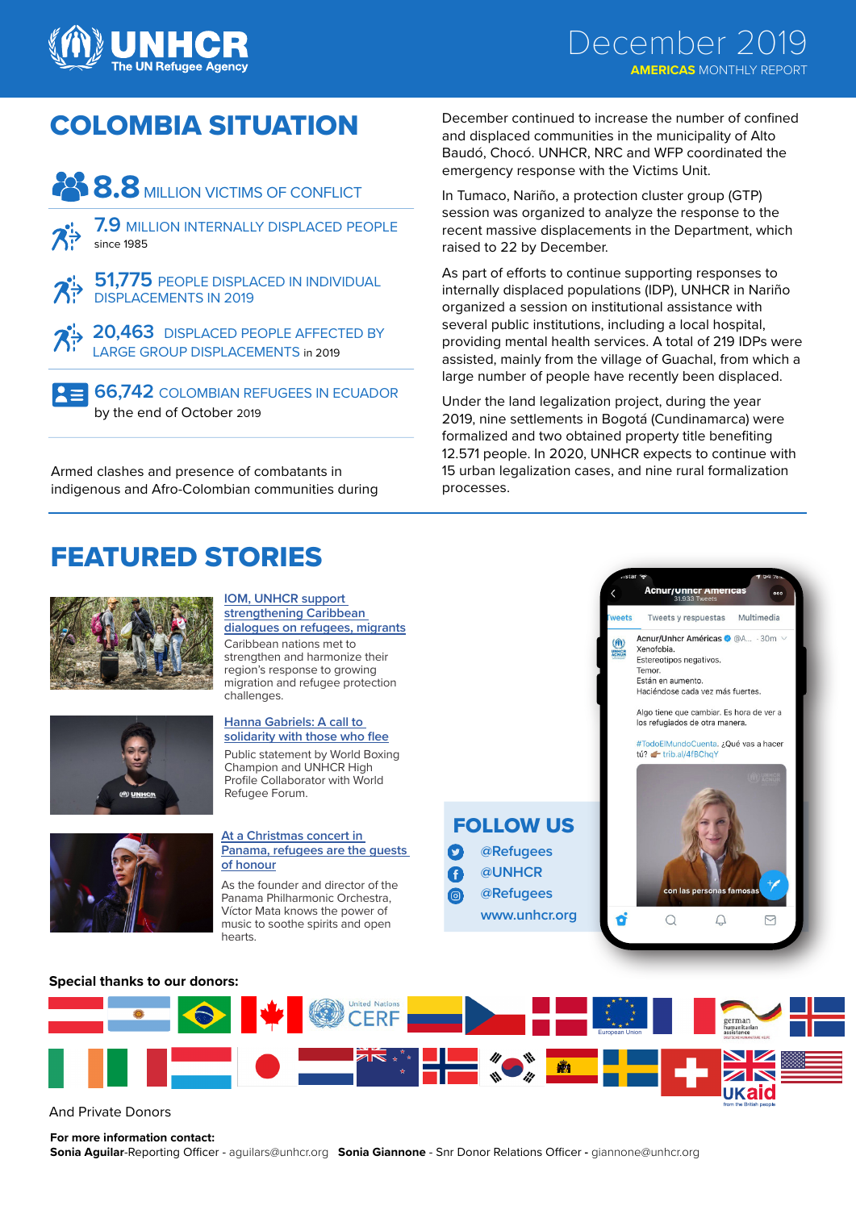# COLOMBIA SITUATION

**8.8** MILLION VICTIMS OF CONFLICT

**7.9** MILLION INTERNALLY DISPLACED PEOPLE since 1985

**51,775** PEOPLE DISPLACED IN INDIVIDUAL DISPLACEMENTS IN 2019

**20,463** DISPLACED PEOPLE AFFECTED BY LARGE GROUP DISPLACEMENTS in 2019

**66,742** COLOMBIAN REFUGEES IN ECUADOR by the end of October 2019

Armed clashes and presence of combatants in indigenous and Afro-Colombian communities during December continued to increase the number of confined and displaced communities in the municipality of Alto Baudó, Chocó. UNHCR, NRC and WFP coordinated the emergency response with the Victims Unit.

In Tumaco, Nariño, a protection cluster group (GTP) session was organized to analyze the response to the recent massive displacements in the Department, which raised to 22 by December.

As part of efforts to continue supporting responses to internally displaced populations (IDP), UNHCR in Nariño organized a session on institutional assistance with several public institutions, including a local hospital, providing mental health services. A total of 219 IDPs were assisted, mainly from the village of Guachal, from which a large number of people have recently been displaced.

Under the land legalization project, during the year 2019, nine settlements in Bogotá (Cundinamarca) were formalized and two obtained property title benefiting 12.571 people. In 2020, UNHCR expects to continue with 15 urban legalization cases, and nine rural formalization processes.

# FEATURED STORIES

**IOM, UNHCR support strengthening Caribbean dialogues on refugees, migrants**

Caribbean nations met to strengthen and harmonize their region's response to growing migration and refugee protection challenges.

**Hanna Gabriels: A call to solidarity with those who flee**

Public statement by World Boxing Champion and UNHCR High Profile Collaborator with World Refugee Forum.

**At a Christmas concert in Panama, refugees are the guests of honour**

As the founder and director of the Panama Philharmonic Orchestra, Víctor Mata knows the power of music to soothe spirits and open hearts.

## FOLLOW US

@Refugees

@UNHCR

@Refugees

www.unhcr.org

**Special thanks to our donors:**

And Private Donors

**For more information contact:**

**Sonia Aguilar**-Reporting Officer - aguilars@unhcr.org **Sonia Giannone** - Snr Donor Relations Officer - giannone@unhcr.org